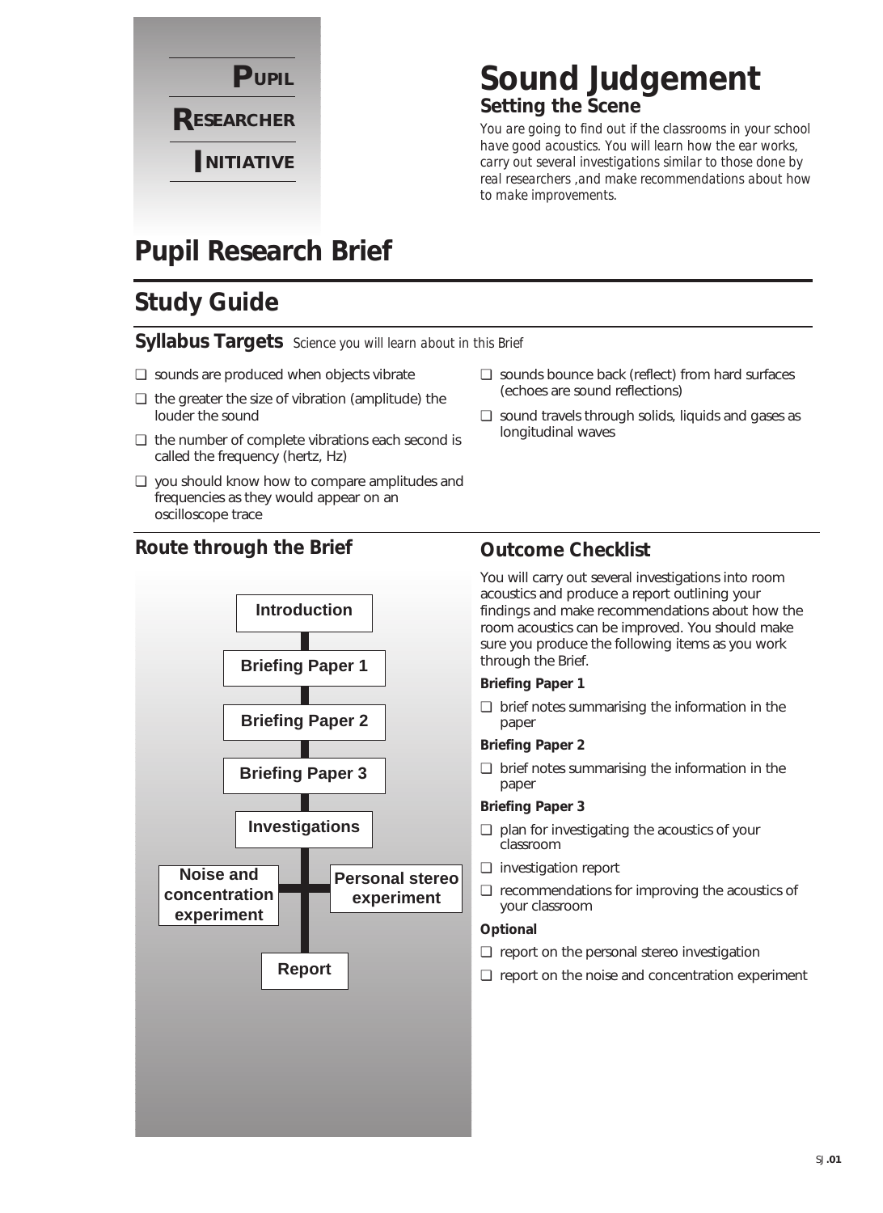**PUPIL RESEARCHER INITIATIVE**

# Sound Judgement

## Setting the Scene

*You are going to find out if the classrooms in your school have good acoustics. You will learn how the ear works, carry out several investigations similar to those done by real researchers ,and make recommendations about how to make improvements.*

# Pupil Research Brief

## Study Guide

### Syllabus Targets *Science you will learn about in this Brief*

- ❑ sounds are produced when objects vibrate
- ❑ the greater the size of vibration (amplitude) the louder the sound
- ❑ the number of complete vibrations each second is called the frequency (hertz, Hz)
- ❑ you should know how to compare amplitudes and frequencies as they would appear on an oscilloscope trace
- ❑ sounds bounce back (reflect) from hard surfaces (echoes are sound reflections)
- ❑ sound travels through solids, liquids and gases as longitudinal waves

### Route through the Brief

Introduction → Briefing Paper 1 → Briefing Paper 2 → Briefing Paper 3 → Investigations → (Noise and concentration experiment; Personal stereo experiment) → Report

### Outcome Checklist

You will carry out several investigations into room acoustics and produce a report outlining your findings and make recommendations about how the room acoustics can be improved. You should make sure you produce the following items as you work through the Brief.

**Briefing Paper 1**

- ❑ brief notes summarising the information in the paper

**Briefing Paper 2**

- ❑ brief notes summarising the information in the paper

**Briefing Paper 3**

- ❑ plan for investigating the acoustics of your classroom
- ❑ investigation report
- ❑ recommendations for improving the acoustics of your classroom

**Optional**

- ❑ report on the personal stereo investigation
- ❑ report on the noise and concentration experiment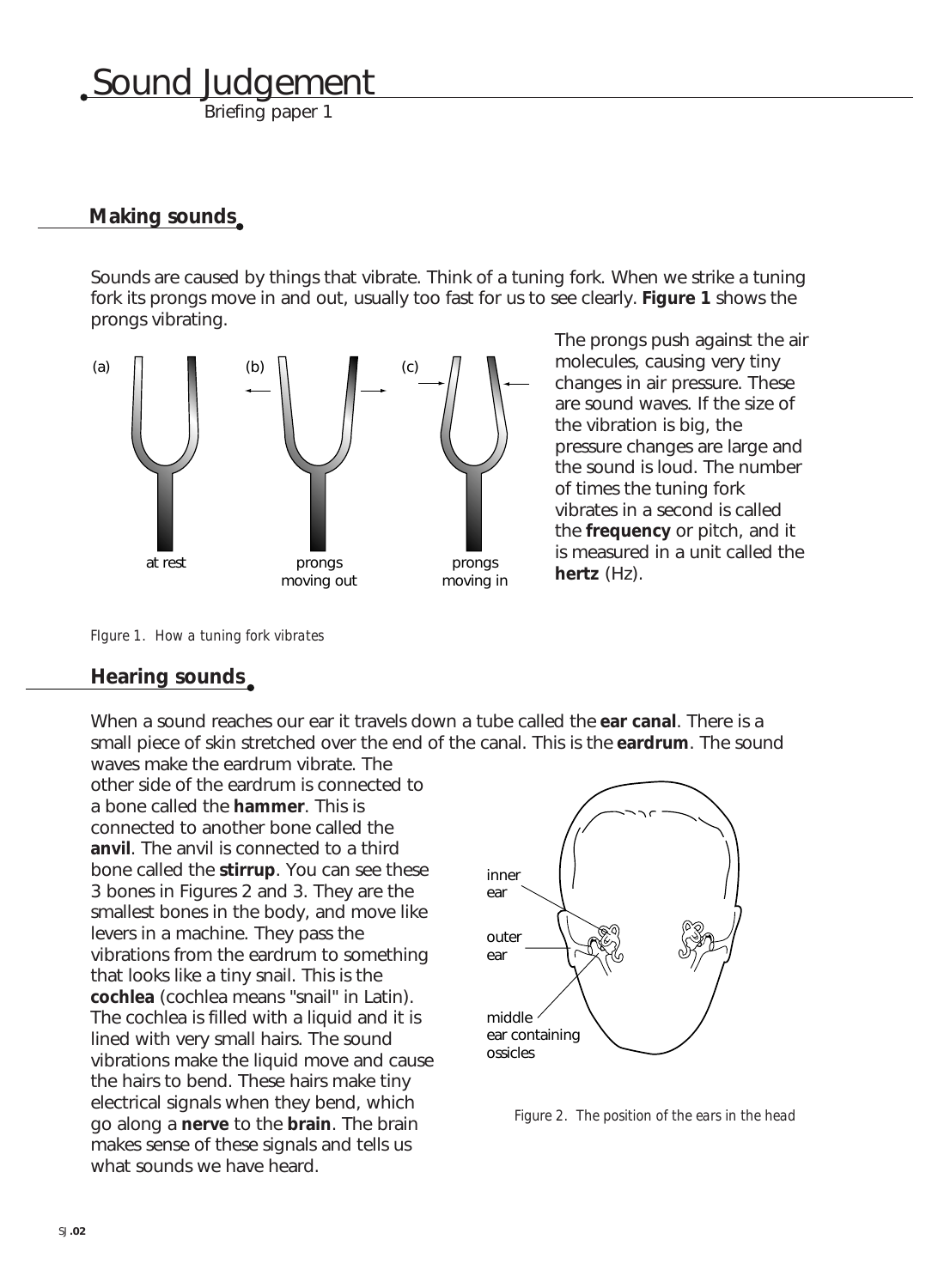# Sound Judgement

Briefing paper 1

## Making sounds

Sounds are caused by things that vibrate. Think of a tuning fork. When we strike a tuning fork its prongs move in and out, usually too fast for us to see clearly. **Figure 1** shows the prongs vibrating.

The prongs push against the air molecules, causing very tiny changes in air pressure. These are sound waves. If the size of the vibration is big, the pressure changes are large and the sound is loud. The number of times the tuning fork vibrates in a second is called the **frequency** or pitch, and it is measured in a unit called the **hertz** (Hz).

(a) at rest (b) prongs moving out (c) prongs moving in

*FIgure 1. How a tuning fork vibrates*

## Hearing sounds

When a sound reaches our ear it travels down a tube called the **ear canal**. There is a small piece of skin stretched over the end of the canal. This is the **eardrum**. The sound waves make the eardrum vibrate. The other side of the eardrum is connected to a bone called the **hammer**. This is connected to another bone called the **anvil**. The anvil is connected to a third bone called the **stirrup**. You can see these 3 bones in Figures 2 and 3. They are the smallest bones in the body, and move like levers in a machine. They pass the vibrations from the eardrum to something that looks like a tiny snail. This is the **cochlea** (cochlea means "snail" in Latin). The cochlea is filled with a liquid and it is lined with very small hairs. The sound vibrations make the liquid move and cause the hairs to bend. These hairs make tiny electrical signals when they bend, which go along a **nerve** to the **brain**. The brain makes sense of these signals and tells us what sounds we have heard.

inner ear

outer ear

middle ear containing ossicles

*Figure 2. The position of the ears in the head*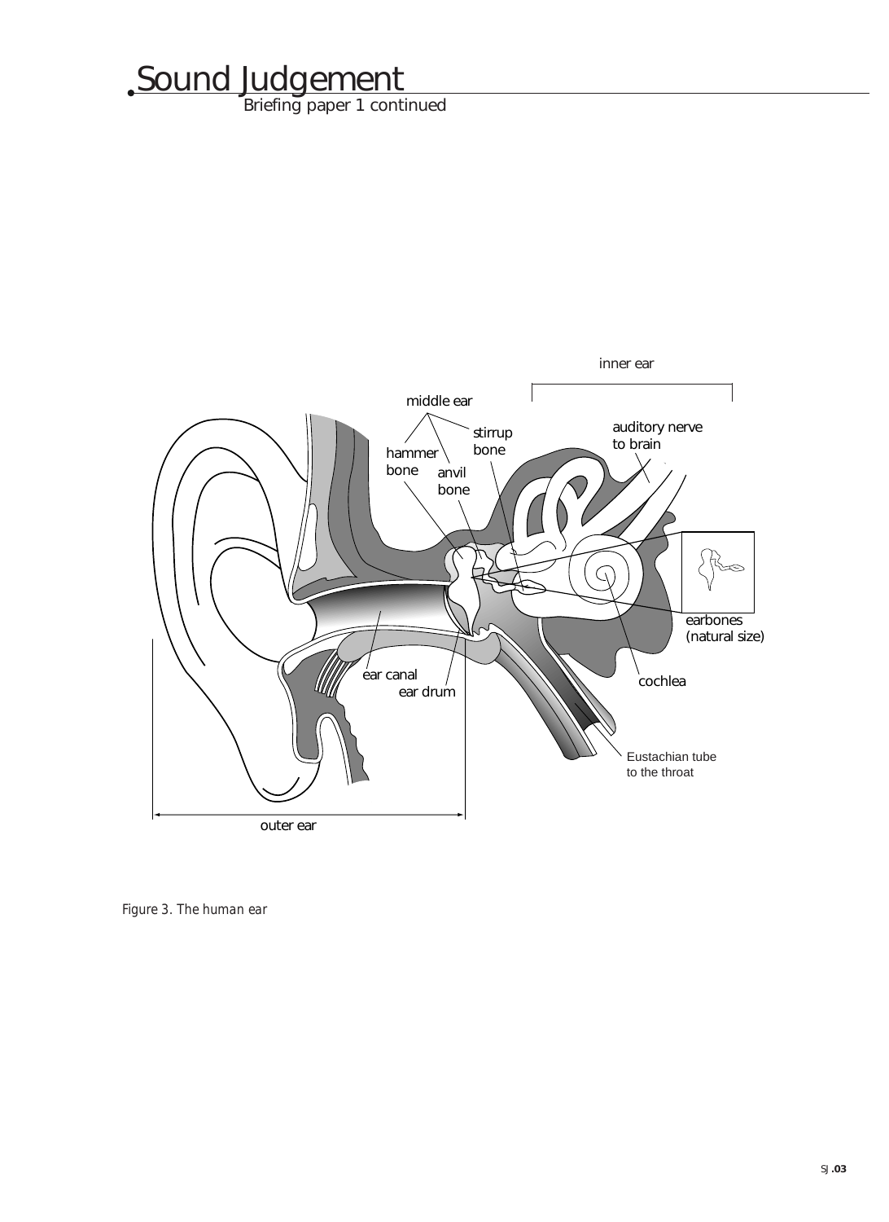# Sound Judgement

Briefing paper 1 continued

inner ear

middle ear

stirrup bone

hammer bone

anvil bone

auditory nerve to brain

earbones (natural size)

ear canal

ear drum

cochlea

Eustachian tube to the throat

outer ear

*Figure 3. The human ear*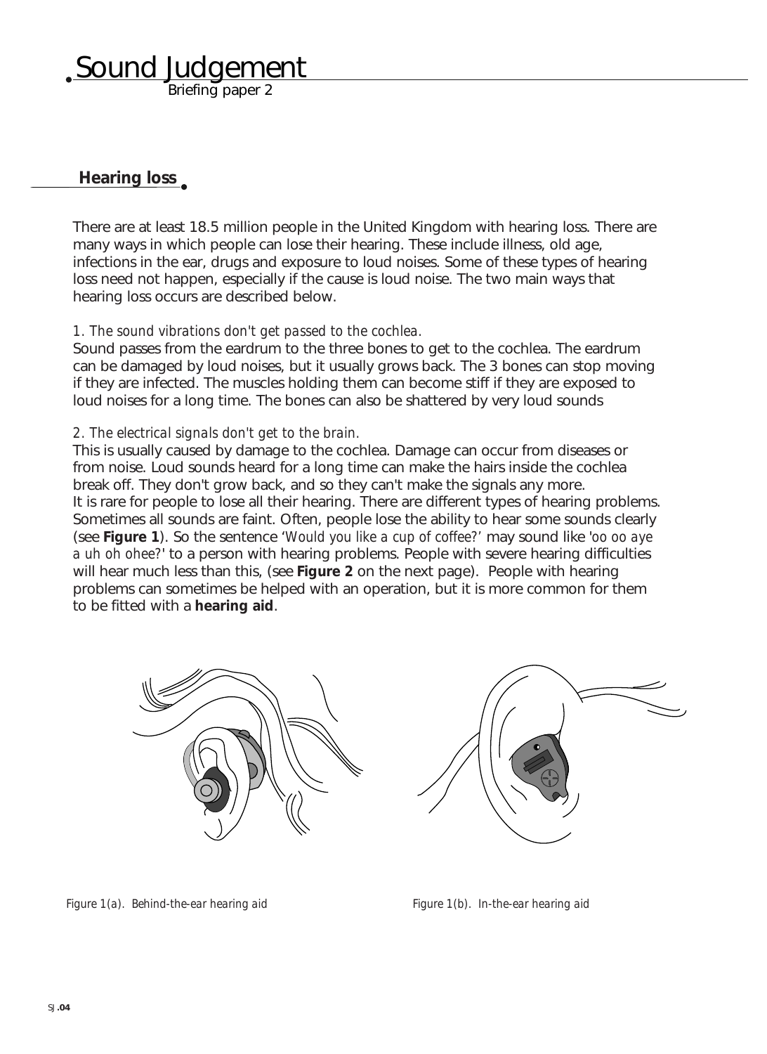# Sound Judgement

Briefing paper 2

## Hearing loss

There are at least 18.5 million people in the United Kingdom with hearing loss. There are many ways in which people can lose their hearing. These include illness, old age, infections in the ear, drugs and exposure to loud noises. Some of these types of hearing loss need not happen, especially if the cause is loud noise. The two main ways that hearing loss occurs are described below.

*1. The sound vibrations don't get passed to the cochlea.*

Sound passes from the eardrum to the three bones to get to the cochlea. The eardrum can be damaged by loud noises, but it usually grows back. The 3 bones can stop moving if they are infected. The muscles holding them can become stiff if they are exposed to loud noises for a long time. The bones can also be shattered by very loud sounds

*2. The electrical signals don't get to the brain.*

This is usually caused by damage to the cochlea. Damage can occur from diseases or from noise. Loud sounds heard for a long time can make the hairs inside the cochlea break off. They don't grow back, and so they can't make the signals any more.
It is rare for people to lose all their hearing. There are different types of hearing problems. Sometimes all sounds are faint. Often, people lose the ability to hear some sounds clearly (see **Figure 1**). So the sentence '*Would you like a cup of coffee?*' may sound like '*oo oo aye a uh oh ohee?*' to a person with hearing problems. People with severe hearing difficulties will hear much less than this, (see **Figure 2** on the next page). People with hearing problems can sometimes be helped with an operation, but it is more common for them to be fitted with a **hearing aid**.

*Figure 1(a). Behind-the-ear hearing aid*

*Figure 1(b). In-the-ear hearing aid*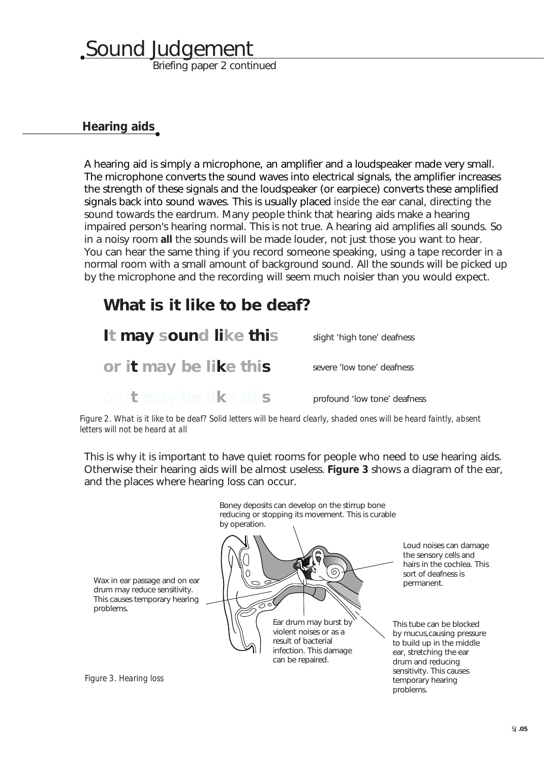## Hearing aids

A hearing aid is simply a microphone, an amplifier and a loudspeaker made very small. The microphone converts the sound waves into electrical signals, the amplifier increases the strength of these signals and the loudspeaker (or earpiece) converts these amplified signals back into sound waves. This is usually placed *inside* the ear canal, directing the sound towards the eardrum. Many people think that hearing aids make a hearing impaired person's hearing normal. This is not true. A hearing aid amplifies all sounds. So in a noisy room **all** the sounds will be made louder, not just those you want to hear. You can hear the same thing if you record someone speaking, using a tape recorder in a normal room with a small amount of background sound. All the sounds will be picked up by the microphone and the recording will seem much noisier than you would expect.

### What is it like to be deaf?

| | |
|---|---|
| **It may sound like this** | slight 'high tone' deafness |
| **or it may be like this** | severe 'low tone' deafness |
| **or it may be like this** | profound 'low tone' deafness |

*Figure 2. What is it like to be deaf? Solid letters will be heard clearly, shaded ones will be heard faintly, absent letters will not be heard at all*

This is why it is important to have quiet rooms for people who need to use hearing aids. Otherwise their hearing aids will be almost useless. **Figure 3** shows a diagram of the ear, and the places where hearing loss can occur.

Boney deposits can develop on the stirrup bone reducing or stopping its movement. This is curable by operation.

Loud noises can damage the sensory cells and hairs in the cochlea. This sort of deafness is permanent.

Wax in ear passage and on ear drum may reduce sensitivity. This causes temporary hearing problems.

Ear drum may burst by violent noises or as a result of bacterial infection. This damage can be repaired.

This tube can be blocked by mucus,causing pressure to build up in the middle ear, stretching the ear drum and reducing sensitivity. This causes temporary hearing problems.

*Figure 3. Hearing loss*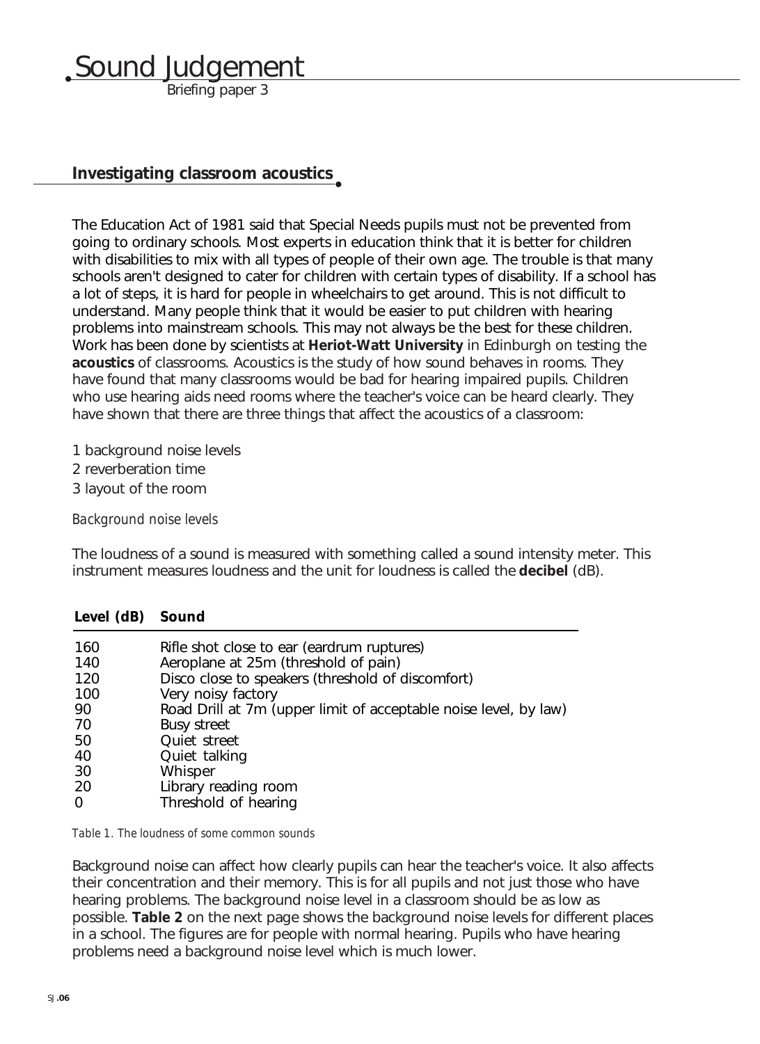# Sound Judgement

Briefing paper 3

## Investigating classroom acoustics

The Education Act of 1981 said that Special Needs pupils must not be prevented from going to ordinary schools. Most experts in education think that it is better for children with disabilities to mix with all types of people of their own age. The trouble is that many schools aren't designed to cater for children with certain types of disability. If a school has a lot of steps, it is hard for people in wheelchairs to get around. This is not difficult to understand. Many people think that it would be easier to put children with hearing problems into mainstream schools. This may not always be the best for these children. Work has been done by scientists at **Heriot-Watt University** in Edinburgh on testing the **acoustics** of classrooms. Acoustics is the study of how sound behaves in rooms. They have found that many classrooms would be bad for hearing impaired pupils. Children who use hearing aids need rooms where the teacher's voice can be heard clearly. They have shown that there are three things that affect the acoustics of a classroom:

1 background noise levels
2 reverberation time
3 layout of the room

*Background noise levels*

The loudness of a sound is measured with something called a sound intensity meter. This instrument measures loudness and the unit for loudness is called the **decibel** (dB).

| Level (dB) | Sound |
|---|---|
| 160 | Rifle shot close to ear (eardrum ruptures) |
| 140 | Aeroplane at 25m (threshold of pain) |
| 120 | Disco close to speakers (threshold of discomfort) |
| 100 | Very noisy factory |
| 90 | Road Drill at 7m (upper limit of acceptable noise level, by law) |
| 70 | Busy street |
| 50 | Quiet street |
| 40 | Quiet talking |
| 30 | Whisper |
| 20 | Library reading room |
| 0 | Threshold of hearing |

*Table 1. The loudness of some common sounds*

Background noise can affect how clearly pupils can hear the teacher's voice. It also affects their concentration and their memory. This is for all pupils and not just those who have hearing problems. The background noise level in a classroom should be as low as possible. **Table 2** on the next page shows the background noise levels for different places in a school. The figures are for people with normal hearing. Pupils who have hearing problems need a background noise level which is much lower.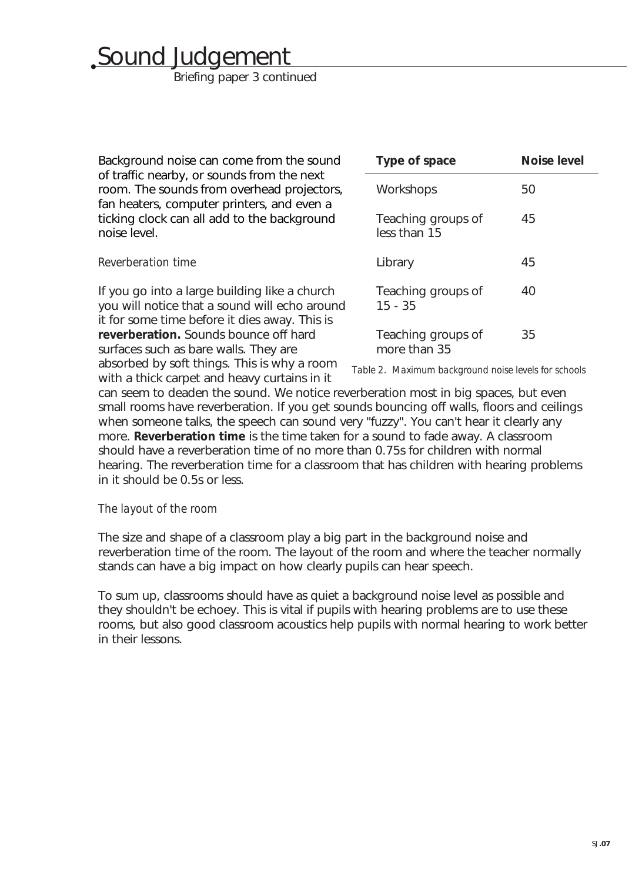Background noise can come from the sound of traffic nearby, or sounds from the next room. The sounds from overhead projectors, fan heaters, computer printers, and even a ticking clock can all add to the background noise level.

| Type of space | Noise level |
|---|---|
| Workshops | 50 |
| Teaching groups of less than 15 | 45 |
| Library | 45 |
| Teaching groups of 15 - 35 | 40 |
| Teaching groups of more than 35 | 35 |

*Table 2. Maximum background noise levels for schools*

*Reverberation time*

If you go into a large building like a church you will notice that a sound will echo around it for some time before it dies away. This is **reverberation.** Sounds bounce off hard surfaces such as bare walls. They are absorbed by soft things. This is why a room with a thick carpet and heavy curtains in it can seem to deaden the sound. We notice reverberation most in big spaces, but even small rooms have reverberation. If you get sounds bouncing off walls, floors and ceilings when someone talks, the speech can sound very "fuzzy". You can't hear it clearly any more. **Reverberation time** is the time taken for a sound to fade away. A classroom should have a reverberation time of no more than 0.75s for children with normal hearing. The reverberation time for a classroom that has children with hearing problems in it should be 0.5s or less.

*The layout of the room*

The size and shape of a classroom play a big part in the background noise and reverberation time of the room. The layout of the room and where the teacher normally stands can have a big impact on how clearly pupils can hear speech.

To sum up, classrooms should have as quiet a background noise level as possible and they shouldn't be echoey. This is vital if pupils with hearing problems are to use these rooms, but also good classroom acoustics help pupils with normal hearing to work better in their lessons.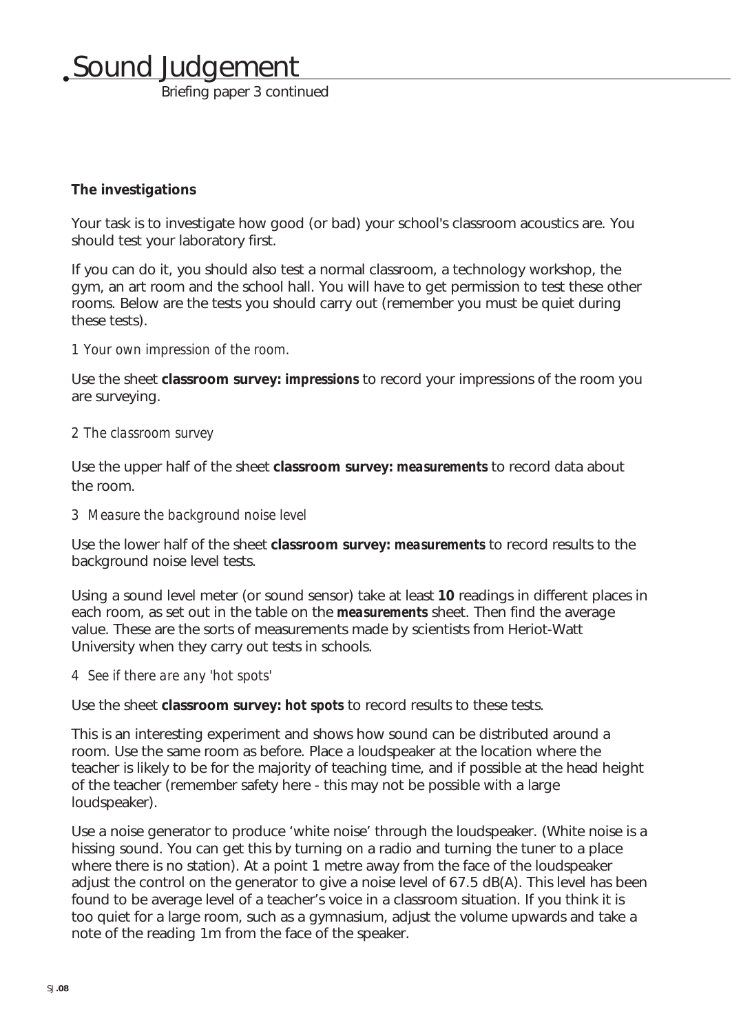**The investigations**

Your task is to investigate how good (or bad) your school's classroom acoustics are. You should test your laboratory first.

If you can do it, you should also test a normal classroom, a technology workshop, the gym, an art room and the school hall. You will have to get permission to test these other rooms. Below are the tests you should carry out (remember you must be quiet during these tests).

*1 Your own impression of the room.*

Use the sheet **classroom survey: *impressions*** to record your impressions of the room you are surveying.

*2 The classroom survey*

Use the upper half of the sheet **classroom survey: *measurements*** to record data about the room.

*3 Measure the background noise level*

Use the lower half of the sheet **classroom survey: *measurements*** to record results to the background noise level tests.

Using a sound level meter (or sound sensor) take at least **10** readings in different places in each room, as set out in the table on the ***measurements*** sheet. Then find the average value. These are the sorts of measurements made by scientists from Heriot-Watt University when they carry out tests in schools.

*4 See if there are any 'hot spots'*

Use the sheet **classroom survey: *hot spots*** to record results to these tests.

This is an interesting experiment and shows how sound can be distributed around a room. Use the same room as before. Place a loudspeaker at the location where the teacher is likely to be for the majority of teaching time, and if possible at the head height of the teacher (remember safety here - this may not be possible with a large loudspeaker).

Use a noise generator to produce 'white noise' through the loudspeaker. (White noise is a hissing sound. You can get this by turning on a radio and turning the tuner to a place where there is no station). At a point 1 metre away from the face of the loudspeaker adjust the control on the generator to give a noise level of 67.5 dB(A). This level has been found to be average level of a teacher's voice in a classroom situation. If you think it is too quiet for a large room, such as a gymnasium, adjust the volume upwards and take a note of the reading 1m from the face of the speaker.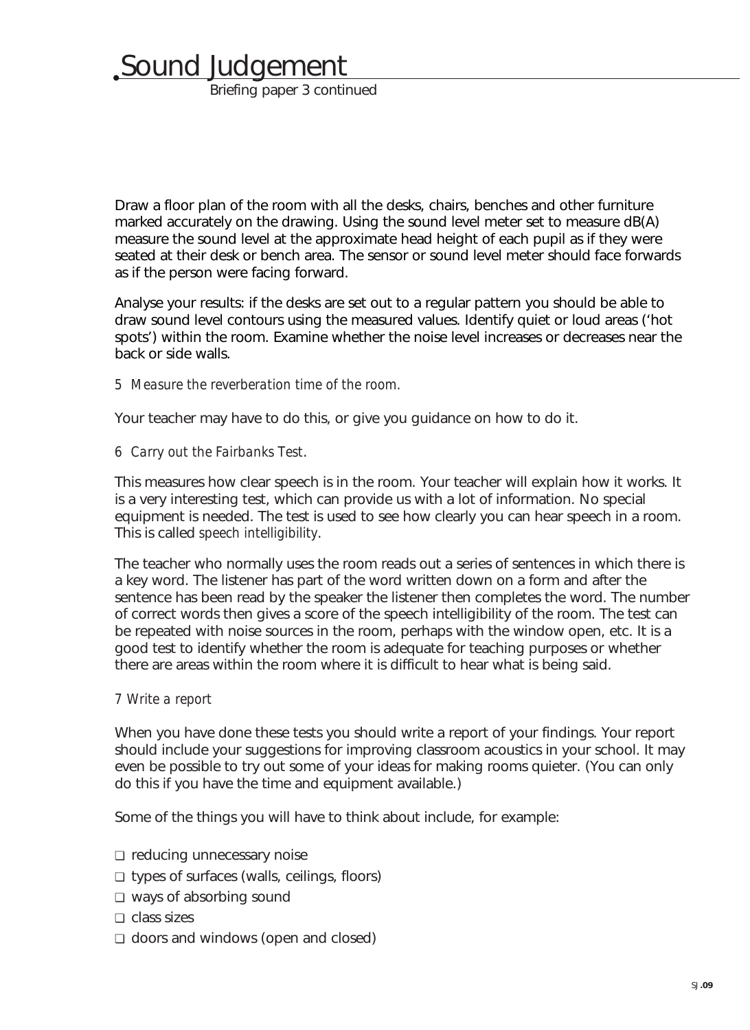Draw a floor plan of the room with all the desks, chairs, benches and other furniture marked accurately on the drawing. Using the sound level meter set to measure dB(A) measure the sound level at the approximate head height of each pupil as if they were seated at their desk or bench area. The sensor or sound level meter should face forwards as if the person were facing forward.

Analyse your results: if the desks are set out to a regular pattern you should be able to draw sound level contours using the measured values. Identify quiet or loud areas ('hot spots') within the room. Examine whether the noise level increases or decreases near the back or side walls.

*5 Measure the reverberation time of the room.*

Your teacher may have to do this, or give you guidance on how to do it.

*6 Carry out the Fairbanks Test.*

This measures how clear speech is in the room. Your teacher will explain how it works. It is a very interesting test, which can provide us with a lot of information. No special equipment is needed. The test is used to see how clearly you can hear speech in a room. This is called *speech intelligibility*.

The teacher who normally uses the room reads out a series of sentences in which there is a key word. The listener has part of the word written down on a form and after the sentence has been read by the speaker the listener then completes the word. The number of correct words then gives a score of the speech intelligibility of the room. The test can be repeated with noise sources in the room, perhaps with the window open, etc. It is a good test to identify whether the room is adequate for teaching purposes or whether there are areas within the room where it is difficult to hear what is being said.

*7 Write a report*

When you have done these tests you should write a report of your findings. Your report should include your suggestions for improving classroom acoustics in your school. It may even be possible to try out some of your ideas for making rooms quieter. (You can only do this if you have the time and equipment available.)

Some of the things you will have to think about include, for example:

- reducing unnecessary noise
- types of surfaces (walls, ceilings, floors)
- ways of absorbing sound
- class sizes
- doors and windows (open and closed)